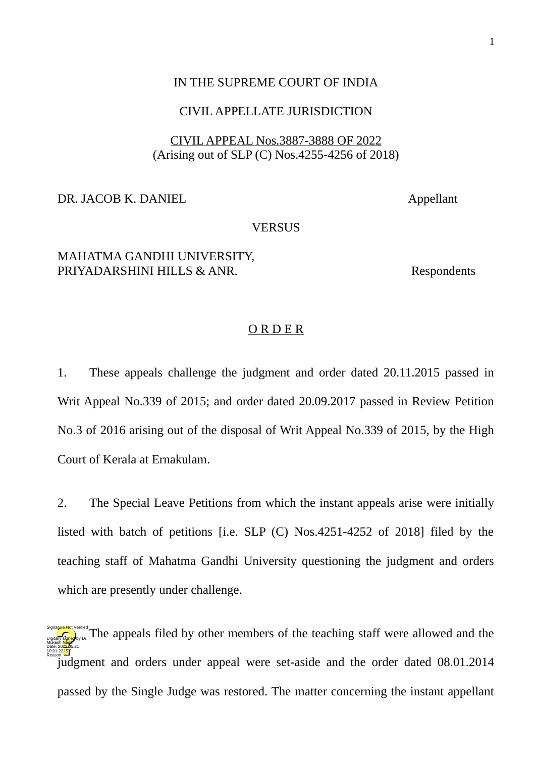IN THE SUPREME COURT OF INDIA

CIVIL APPELLATE JURISDICTION

CIVIL APPEAL Nos.3887-3888 OF 2022
(Arising out of SLP (C) Nos.4255-4256 of 2018)

DR. JACOB K. DANIEL Appellant

VERSUS

MAHATMA GANDHI UNIVERSITY,
PRIYADARSHINI HILLS & ANR. Respondents

O R D E R

1. These appeals challenge the judgment and order dated 20.11.2015 passed in Writ Appeal No.339 of 2015; and order dated 20.09.2017 passed in Review Petition No.3 of 2016 arising out of the disposal of Writ Appeal No.339 of 2015, by the High Court of Kerala at Ernakulam.

2. The Special Leave Petitions from which the instant appeals arise were initially listed with batch of petitions [i.e. SLP (C) Nos.4251-4252 of 2018] filed by the teaching staff of Mahatma Gandhi University questioning the judgment and orders which are presently under challenge.

3. The appeals filed by other members of the teaching staff were allowed and the judgment and orders under appeal were set-aside and the order dated 08.01.2014 passed by the Single Judge was restored. The matter concerning the instant appellant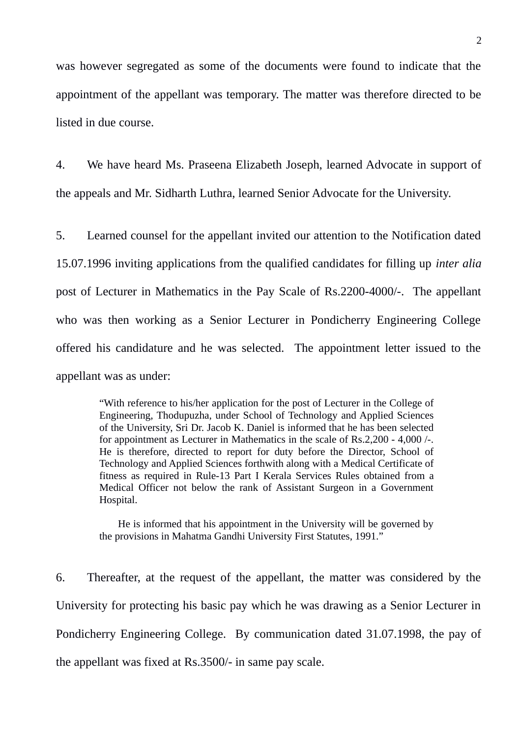was however segregated as some of the documents were found to indicate that the appointment of the appellant was temporary. The matter was therefore directed to be listed in due course.

4. We have heard Ms. Praseena Elizabeth Joseph, learned Advocate in support of the appeals and Mr. Sidharth Luthra, learned Senior Advocate for the University.

5. Learned counsel for the appellant invited our attention to the Notification dated 15.07.1996 inviting applications from the qualified candidates for filling up *inter alia* post of Lecturer in Mathematics in the Pay Scale of Rs.2200-4000/-. The appellant who was then working as a Senior Lecturer in Pondicherry Engineering College offered his candidature and he was selected. The appointment letter issued to the appellant was as under:

> "With reference to his/her application for the post of Lecturer in the College of Engineering, Thodupuzha, under School of Technology and Applied Sciences of the University, Sri Dr. Jacob K. Daniel is informed that he has been selected for appointment as Lecturer in Mathematics in the scale of Rs.2,200 - 4,000 /-. He is therefore, directed to report for duty before the Director, School of Technology and Applied Sciences forthwith along with a Medical Certificate of fitness as required in Rule-13 Part I Kerala Services Rules obtained from a Medical Officer not below the rank of Assistant Surgeon in a Government Hospital.
>
> He is informed that his appointment in the University will be governed by the provisions in Mahatma Gandhi University First Statutes, 1991."

6. Thereafter, at the request of the appellant, the matter was considered by the University for protecting his basic pay which he was drawing as a Senior Lecturer in Pondicherry Engineering College. By communication dated 31.07.1998, the pay of the appellant was fixed at Rs.3500/- in same pay scale.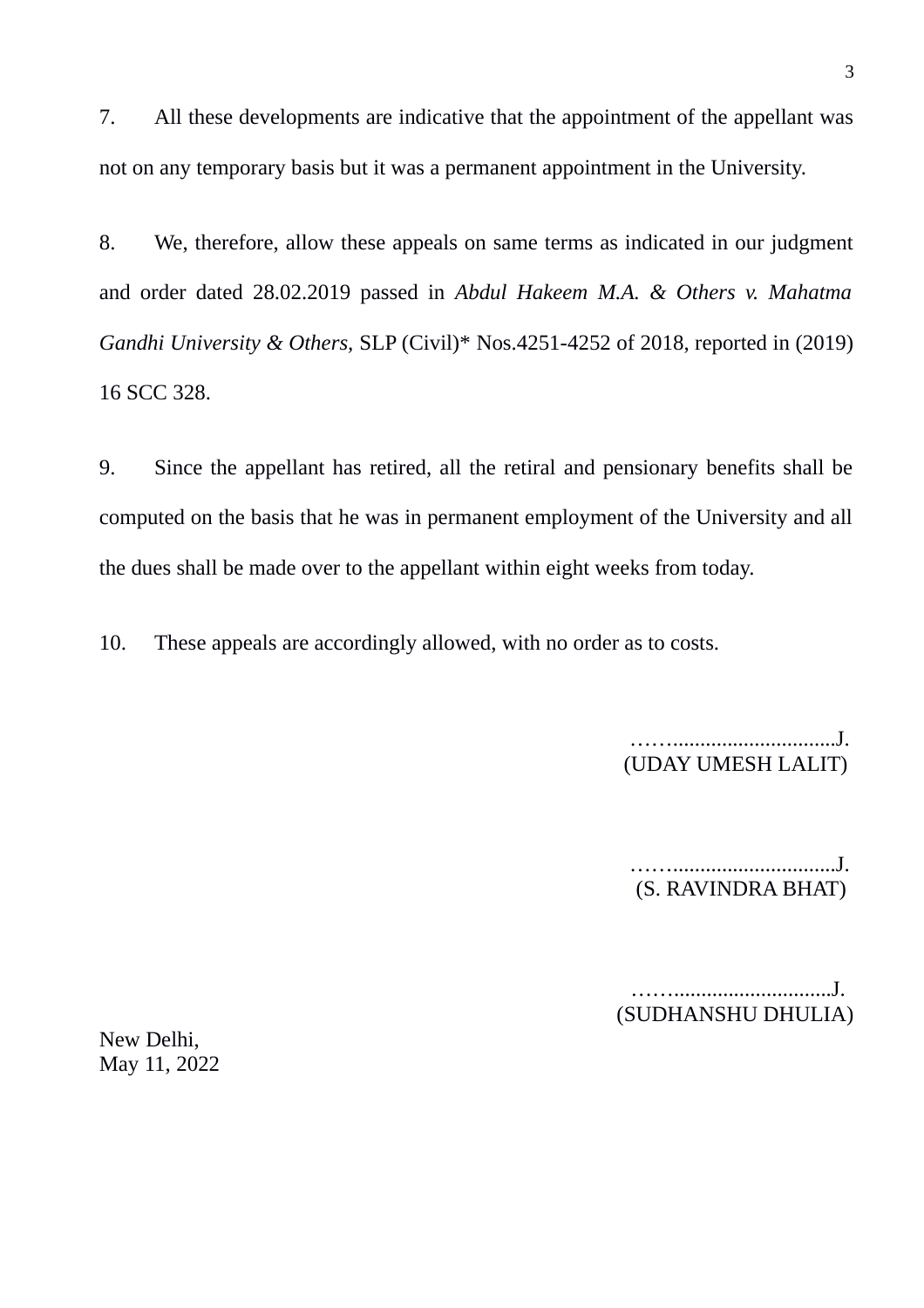7. All these developments are indicative that the appointment of the appellant was not on any temporary basis but it was a permanent appointment in the University.

8. We, therefore, allow these appeals on same terms as indicated in our judgment and order dated 28.02.2019 passed in *Abdul Hakeem M.A. & Others v. Mahatma Gandhi University & Others,* SLP (Civil)* Nos.4251-4252 of 2018, reported in (2019) 16 SCC 328.

9. Since the appellant has retired, all the retiral and pensionary benefits shall be computed on the basis that he was in permanent employment of the University and all the dues shall be made over to the appellant within eight weeks from today.

10. These appeals are accordingly allowed, with no order as to costs.

……..............................J.
(UDAY UMESH LALIT)

……..............................J.
(S. RAVINDRA BHAT)

……..............................J.
(SUDHANSHU DHULIA)

New Delhi,
May 11, 2022